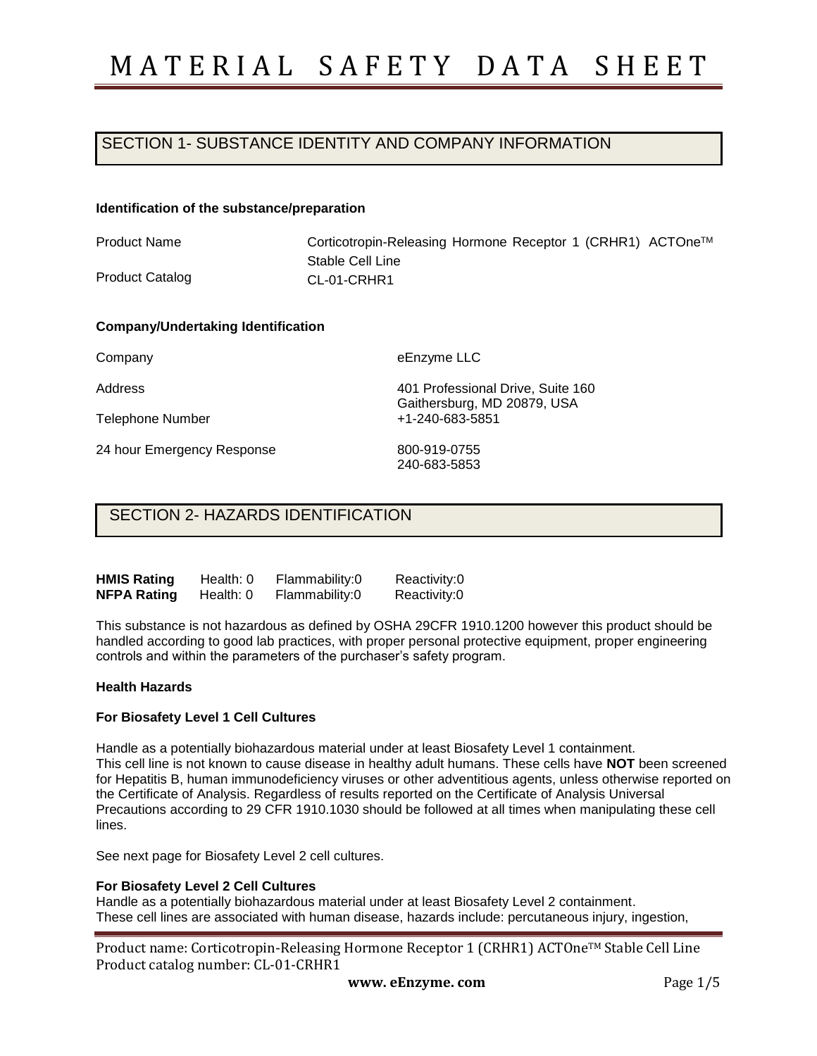# MATERIAL SAFETY DATA SHEET

## SECTION 1- SUBSTANCE IDENTITY AND COMPANY INFORMATION

**Identification of the substance/preparation**

| | |
|---|---|
| Product Name | Corticotropin-Releasing Hormone Receptor 1 (CRHR1) ACTOne™ Stable Cell Line |
| Product Catalog | CL-01-CRHR1 |

**Company/Undertaking Identification**

| | |
|---|---|
| Company | eEnzyme LLC |
| Address | 401 Professional Drive, Suite 160<br>Gaithersburg, MD 20879, USA |
| Telephone Number | +1-240-683-5851 |
| 24 hour Emergency Response | 800-919-0755<br>240-683-5853 |

## SECTION 2- HAZARDS IDENTIFICATION

| | | | |
|---|---|---|---|
| **HMIS Rating** | Health: 0 | Flammability:0 | Reactivity:0 |
| **NFPA Rating** | Health: 0 | Flammability:0 | Reactivity:0 |

This substance is not hazardous as defined by OSHA 29CFR 1910.1200 however this product should be handled according to good lab practices, with proper personal protective equipment, proper engineering controls and within the parameters of the purchaser's safety program.

**Health Hazards**

**For Biosafety Level 1 Cell Cultures**

Handle as a potentially biohazardous material under at least Biosafety Level 1 containment.
This cell line is not known to cause disease in healthy adult humans. These cells have **NOT** been screened for Hepatitis B, human immunodeficiency viruses or other adventitious agents, unless otherwise reported on the Certificate of Analysis. Regardless of results reported on the Certificate of Analysis Universal Precautions according to 29 CFR 1910.1030 should be followed at all times when manipulating these cell lines.

See next page for Biosafety Level 2 cell cultures.

**For Biosafety Level 2 Cell Cultures**

Handle as a potentially biohazardous material under at least Biosafety Level 2 containment.
These cell lines are associated with human disease, hazards include: percutaneous injury, ingestion,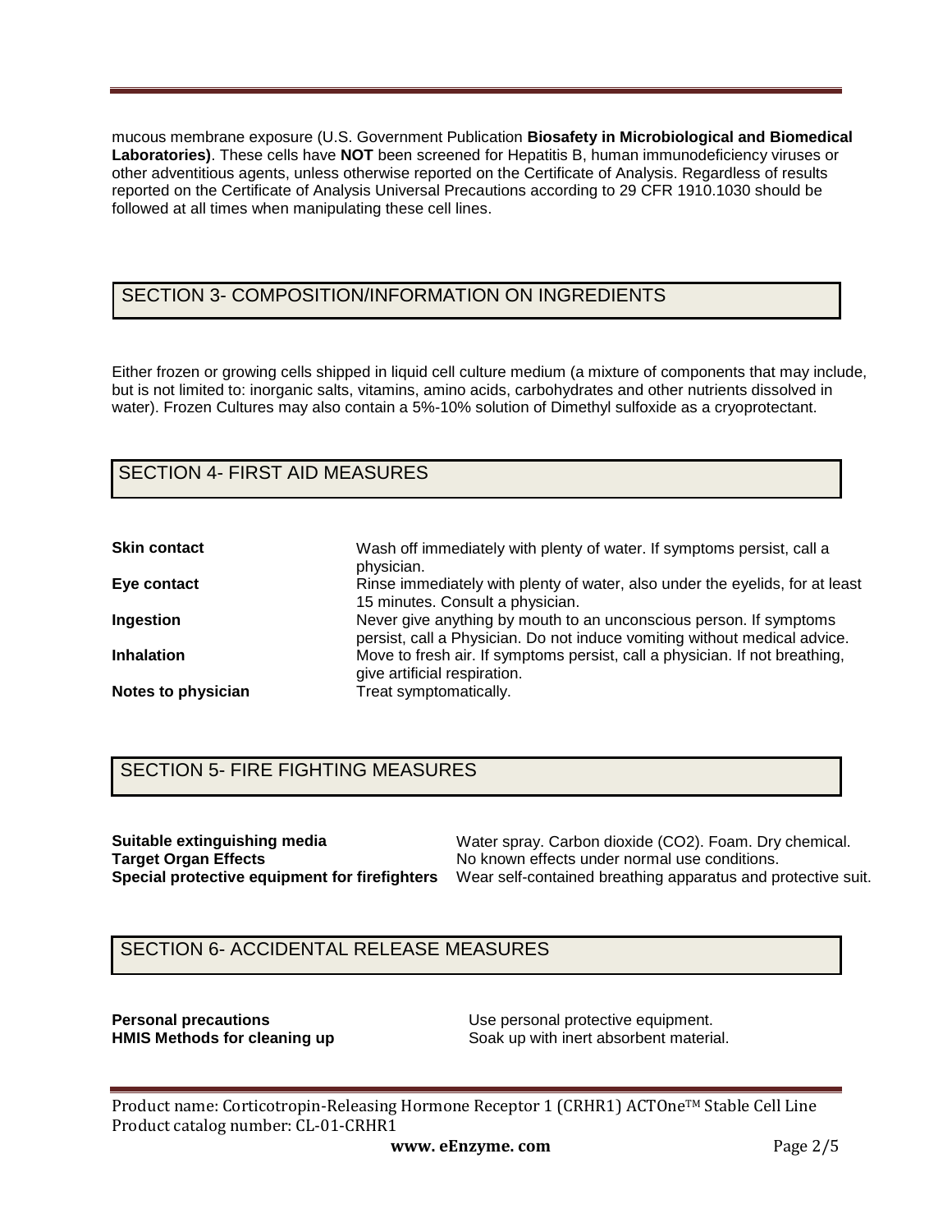mucous membrane exposure (U.S. Government Publication **Biosafety in Microbiological and Biomedical Laboratories)**. These cells have **NOT** been screened for Hepatitis B, human immunodeficiency viruses or other adventitious agents, unless otherwise reported on the Certificate of Analysis. Regardless of results reported on the Certificate of Analysis Universal Precautions according to 29 CFR 1910.1030 should be followed at all times when manipulating these cell lines.

## SECTION 3- COMPOSITION/INFORMATION ON INGREDIENTS

Either frozen or growing cells shipped in liquid cell culture medium (a mixture of components that may include, but is not limited to: inorganic salts, vitamins, amino acids, carbohydrates and other nutrients dissolved in water). Frozen Cultures may also contain a 5%-10% solution of Dimethyl sulfoxide as a cryoprotectant.

## SECTION 4- FIRST AID MEASURES

| | |
|---|---|
| **Skin contact** | Wash off immediately with plenty of water. If symptoms persist, call a physician. |
| **Eye contact** | Rinse immediately with plenty of water, also under the eyelids, for at least 15 minutes. Consult a physician. |
| **Ingestion** | Never give anything by mouth to an unconscious person. If symptoms persist, call a Physician. Do not induce vomiting without medical advice. |
| **Inhalation** | Move to fresh air. If symptoms persist, call a physician. If not breathing, give artificial respiration. |
| **Notes to physician** | Treat symptomatically. |

## SECTION 5- FIRE FIGHTING MEASURES

| | |
|---|---|
| **Suitable extinguishing media** | Water spray. Carbon dioxide ($CO_2$). Foam. Dry chemical. |
| **Target Organ Effects** | No known effects under normal use conditions. |
| **Special protective equipment for firefighters** | Wear self-contained breathing apparatus and protective suit. |

## SECTION 6- ACCIDENTAL RELEASE MEASURES

| | |
|---|---|
| **Personal precautions** | Use personal protective equipment. |
| **HMIS Methods for cleaning up** | Soak up with inert absorbent material. |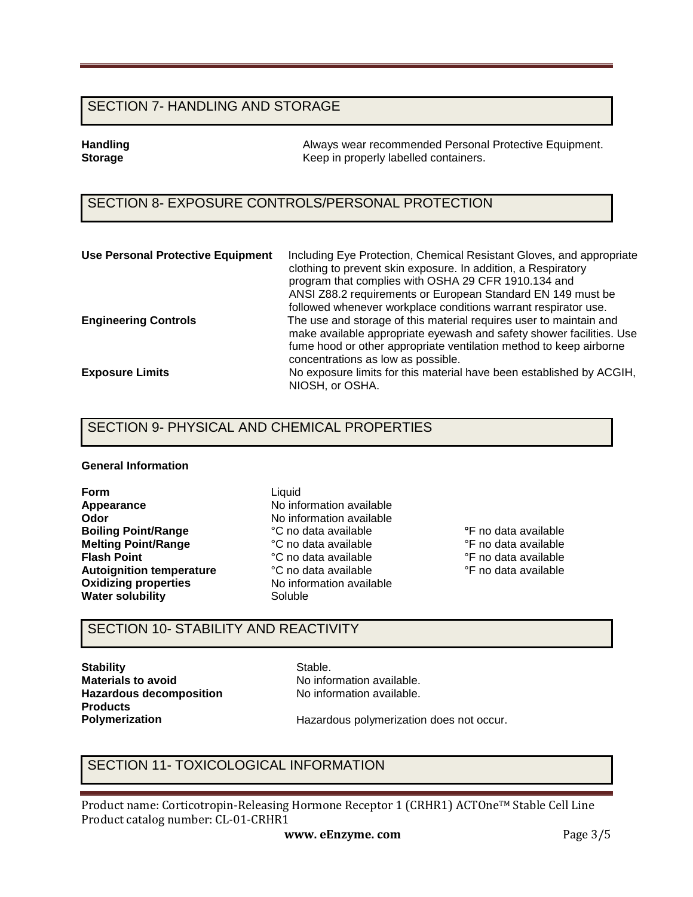## SECTION 7- HANDLING AND STORAGE

**Handling** Always wear recommended Personal Protective Equipment.
**Storage** Keep in properly labelled containers.

## SECTION 8- EXPOSURE CONTROLS/PERSONAL PROTECTION

**Use Personal Protective Equipment** Including Eye Protection, Chemical Resistant Gloves, and appropriate clothing to prevent skin exposure. In addition, a Respiratory program that complies with OSHA 29 CFR 1910.134 and ANSI Z88.2 requirements or European Standard EN 149 must be followed whenever workplace conditions warrant respirator use.

**Engineering Controls** The use and storage of this material requires user to maintain and make available appropriate eyewash and safety shower facilities. Use fume hood or other appropriate ventilation method to keep airborne concentrations as low as possible.

**Exposure Limits** No exposure limits for this material have been established by ACGIH, NIOSH, or OSHA.

## SECTION 9- PHYSICAL AND CHEMICAL PROPERTIES

**General Information**

| | | |
|---|---|---|
| **Form** | Liquid | |
| **Appearance** | No information available | |
| **Odor** | No information available | |
| **Boiling Point/Range** | °C no data available | °F no data available |
| **Melting Point/Range** | °C no data available | °F no data available |
| **Flash Point** | °C no data available | °F no data available |
| **Autoignition temperature** | °C no data available | °F no data available |
| **Oxidizing properties** | No information available | |
| **Water solubility** | Soluble | |

## SECTION 10- STABILITY AND REACTIVITY

**Stability** Stable.
**Materials to avoid** No information available.
**Hazardous decomposition Products** No information available.
**Polymerization** Hazardous polymerization does not occur.

## SECTION 11- TOXICOLOGICAL INFORMATION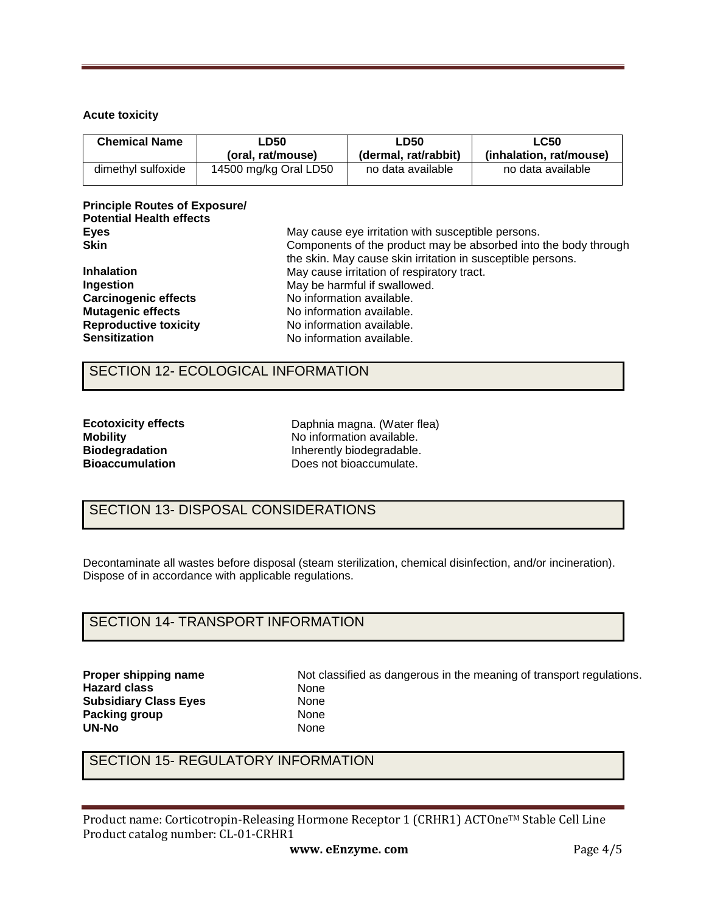**Acute toxicity**

| Chemical Name | LD50 (oral, rat/mouse) | LD50 (dermal, rat/rabbit) | LC50 (inhalation, rat/mouse) |
|---|---|---|---|
| dimethyl sulfoxide | 14500 mg/kg Oral LD50 | no data available | no data available |

**Principle Routes of Exposure/ Potential Health effects**

**Eyes** May cause eye irritation with susceptible persons.
**Skin** Components of the product may be absorbed into the body through the skin. May cause skin irritation in susceptible persons.
**Inhalation** May cause irritation of respiratory tract.
**Ingestion** May be harmful if swallowed.
**Carcinogenic effects** No information available.
**Mutagenic effects** No information available.
**Reproductive toxicity** No information available.
**Sensitization** No information available.

## SECTION 12- ECOLOGICAL INFORMATION

**Ecotoxicity effects** Daphnia magna. (Water flea)
**Mobility** No information available.
**Biodegradation** Inherently biodegradable.
**Bioaccumulation** Does not bioaccumulate.

## SECTION 13- DISPOSAL CONSIDERATIONS

Decontaminate all wastes before disposal (steam sterilization, chemical disinfection, and/or incineration). Dispose of in accordance with applicable regulations.

## SECTION 14- TRANSPORT INFORMATION

**Proper shipping name** Not classified as dangerous in the meaning of transport regulations.
**Hazard class** None
**Subsidiary Class Eyes** None
**Packing group** None
**UN-No** None

## SECTION 15- REGULATORY INFORMATION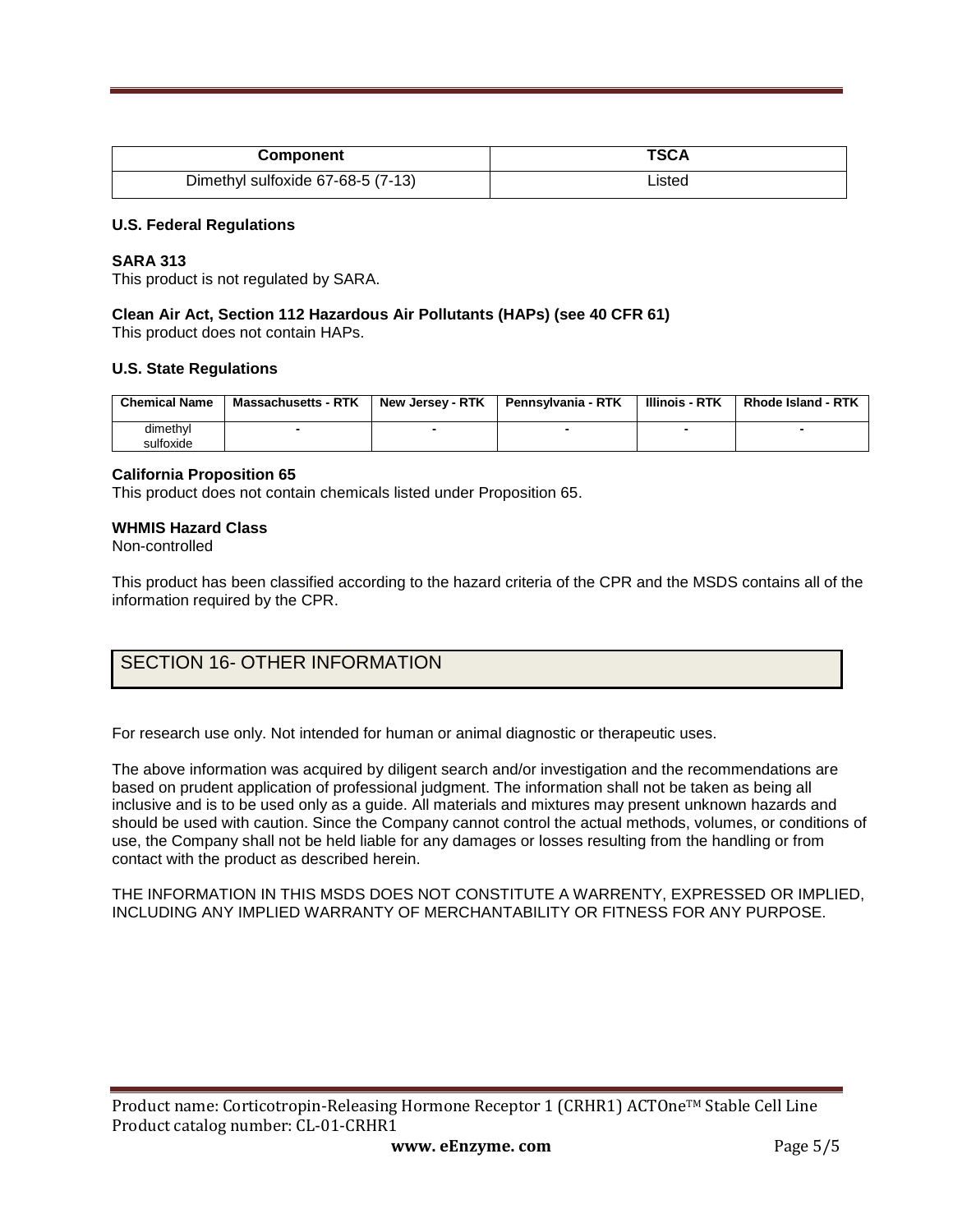| Component | TSCA |
|---|---|
| Dimethyl sulfoxide 67-68-5 (7-13) | Listed |

**U.S. Federal Regulations**

**SARA 313**
This product is not regulated by SARA.

**Clean Air Act, Section 112 Hazardous Air Pollutants (HAPs) (see 40 CFR 61)**
This product does not contain HAPs.

**U.S. State Regulations**

| Chemical Name | Massachusetts - RTK | New Jersey - RTK | Pennsylvania - RTK | Illinois - RTK | Rhode Island - RTK |
|---|---|---|---|---|---|
| dimethyl sulfoxide | - | - | - | - | - |

**California Proposition 65**
This product does not contain chemicals listed under Proposition 65.

**WHMIS Hazard Class**
Non-controlled

This product has been classified according to the hazard criteria of the CPR and the MSDS contains all of the information required by the CPR.

## SECTION 16- OTHER INFORMATION

For research use only. Not intended for human or animal diagnostic or therapeutic uses.

The above information was acquired by diligent search and/or investigation and the recommendations are based on prudent application of professional judgment. The information shall not be taken as being all inclusive and is to be used only as a guide. All materials and mixtures may present unknown hazards and should be used with caution. Since the Company cannot control the actual methods, volumes, or conditions of use, the Company shall not be held liable for any damages or losses resulting from the handling or from contact with the product as described herein.

THE INFORMATION IN THIS MSDS DOES NOT CONSTITUTE A WARRENTY, EXPRESSED OR IMPLIED, INCLUDING ANY IMPLIED WARRANTY OF MERCHANTABILITY OR FITNESS FOR ANY PURPOSE.